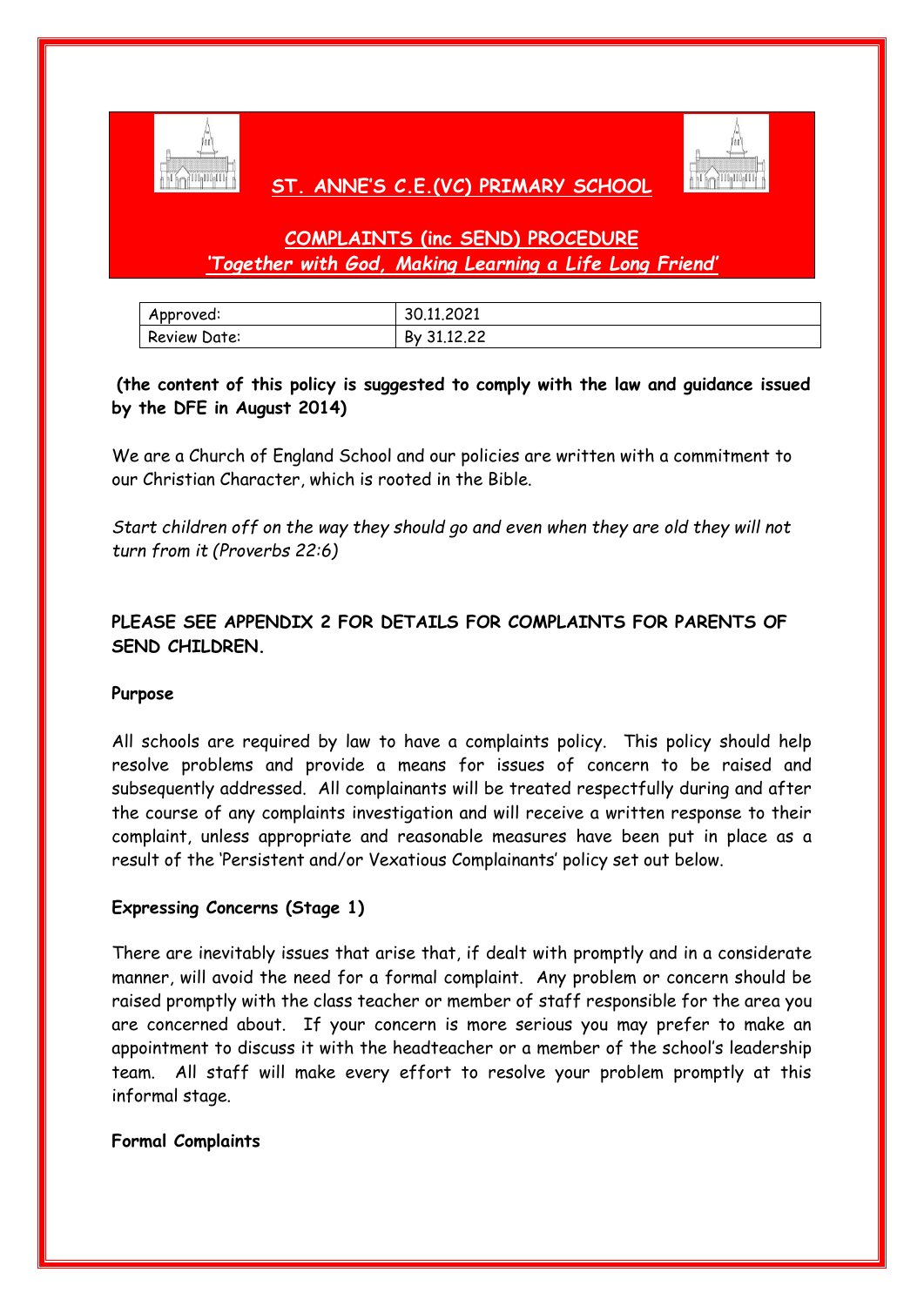# ST. ANNE'S C.E.(VC) PRIMARY SCHOOL

## COMPLAINTS (inc SEND) PROCEDURE

*'Together with God, Making Learning a Life Long Friend'*

| Approved: | 30.11.2021 |
|---|---|
| Review Date: | By 31.12.22 |

**(the content of this policy is suggested to comply with the law and guidance issued by the DFE in August 2014)**

We are a Church of England School and our policies are written with a commitment to our Christian Character, which is rooted in the Bible.

*Start children off on the way they should go and even when they are old they will not turn from it (Proverbs 22:6)*

**PLEASE SEE APPENDIX 2 FOR DETAILS FOR COMPLAINTS FOR PARENTS OF SEND CHILDREN.**

### Purpose

All schools are required by law to have a complaints policy. This policy should help resolve problems and provide a means for issues of concern to be raised and subsequently addressed. All complainants will be treated respectfully during and after the course of any complaints investigation and will receive a written response to their complaint, unless appropriate and reasonable measures have been put in place as a result of the 'Persistent and/or Vexatious Complainants' policy set out below.

### Expressing Concerns (Stage 1)

There are inevitably issues that arise that, if dealt with promptly and in a considerate manner, will avoid the need for a formal complaint. Any problem or concern should be raised promptly with the class teacher or member of staff responsible for the area you are concerned about. If your concern is more serious you may prefer to make an appointment to discuss it with the headteacher or a member of the school's leadership team. All staff will make every effort to resolve your problem promptly at this informal stage.

### Formal Complaints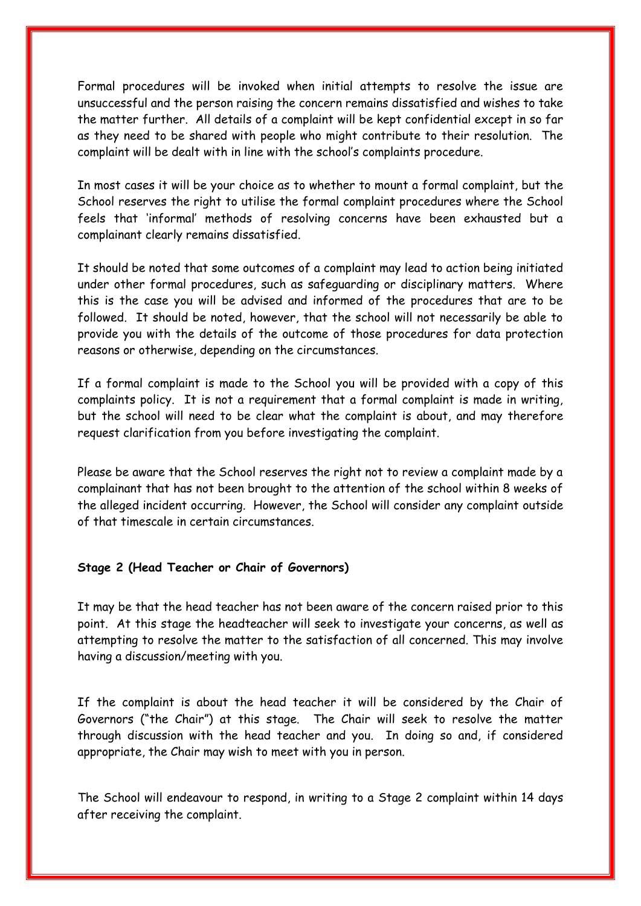Formal procedures will be invoked when initial attempts to resolve the issue are unsuccessful and the person raising the concern remains dissatisfied and wishes to take the matter further. All details of a complaint will be kept confidential except in so far as they need to be shared with people who might contribute to their resolution. The complaint will be dealt with in line with the school's complaints procedure.

In most cases it will be your choice as to whether to mount a formal complaint, but the School reserves the right to utilise the formal complaint procedures where the School feels that 'informal' methods of resolving concerns have been exhausted but a complainant clearly remains dissatisfied.

It should be noted that some outcomes of a complaint may lead to action being initiated under other formal procedures, such as safeguarding or disciplinary matters. Where this is the case you will be advised and informed of the procedures that are to be followed. It should be noted, however, that the school will not necessarily be able to provide you with the details of the outcome of those procedures for data protection reasons or otherwise, depending on the circumstances.

If a formal complaint is made to the School you will be provided with a copy of this complaints policy. It is not a requirement that a formal complaint is made in writing, but the school will need to be clear what the complaint is about, and may therefore request clarification from you before investigating the complaint.

Please be aware that the School reserves the right not to review a complaint made by a complainant that has not been brought to the attention of the school within 8 weeks of the alleged incident occurring. However, the School will consider any complaint outside of that timescale in certain circumstances.

**Stage 2 (Head Teacher or Chair of Governors)**

It may be that the head teacher has not been aware of the concern raised prior to this point. At this stage the headteacher will seek to investigate your concerns, as well as attempting to resolve the matter to the satisfaction of all concerned. This may involve having a discussion/meeting with you.

If the complaint is about the head teacher it will be considered by the Chair of Governors ("the Chair") at this stage. The Chair will seek to resolve the matter through discussion with the head teacher and you. In doing so and, if considered appropriate, the Chair may wish to meet with you in person.

The School will endeavour to respond, in writing to a Stage 2 complaint within 14 days after receiving the complaint.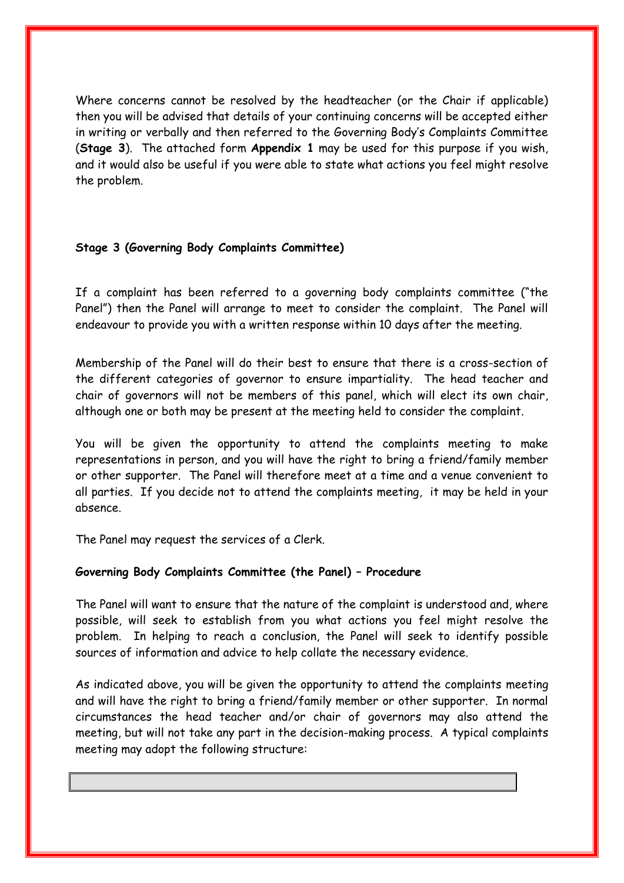Where concerns cannot be resolved by the headteacher (or the Chair if applicable) then you will be advised that details of your continuing concerns will be accepted either in writing or verbally and then referred to the Governing Body's Complaints Committee (**Stage 3**). The attached form **Appendix 1** may be used for this purpose if you wish, and it would also be useful if you were able to state what actions you feel might resolve the problem.

**Stage 3 (Governing Body Complaints Committee)**

If a complaint has been referred to a governing body complaints committee ("the Panel") then the Panel will arrange to meet to consider the complaint. The Panel will endeavour to provide you with a written response within 10 days after the meeting.

Membership of the Panel will do their best to ensure that there is a cross-section of the different categories of governor to ensure impartiality. The head teacher and chair of governors will not be members of this panel, which will elect its own chair, although one or both may be present at the meeting held to consider the complaint.

You will be given the opportunity to attend the complaints meeting to make representations in person, and you will have the right to bring a friend/family member or other supporter. The Panel will therefore meet at a time and a venue convenient to all parties. If you decide not to attend the complaints meeting, it may be held in your absence.

The Panel may request the services of a Clerk.

**Governing Body Complaints Committee (the Panel) – Procedure**

The Panel will want to ensure that the nature of the complaint is understood and, where possible, will seek to establish from you what actions you feel might resolve the problem. In helping to reach a conclusion, the Panel will seek to identify possible sources of information and advice to help collate the necessary evidence.

As indicated above, you will be given the opportunity to attend the complaints meeting and will have the right to bring a friend/family member or other supporter. In normal circumstances the head teacher and/or chair of governors may also attend the meeting, but will not take any part in the decision-making process. A typical complaints meeting may adopt the following structure: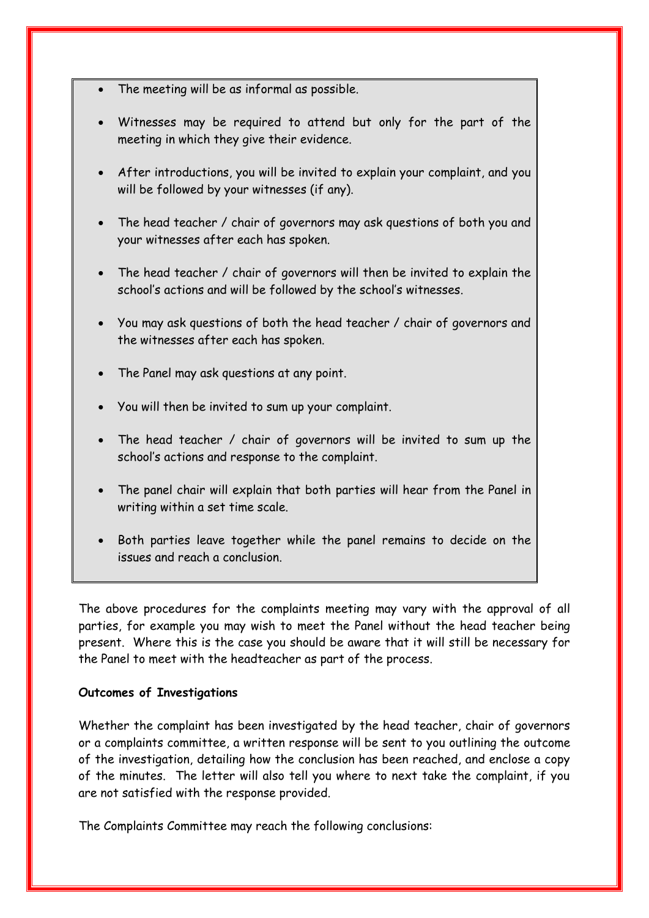- The meeting will be as informal as possible.
- Witnesses may be required to attend but only for the part of the meeting in which they give their evidence.
- After introductions, you will be invited to explain your complaint, and you will be followed by your witnesses (if any).
- The head teacher / chair of governors may ask questions of both you and your witnesses after each has spoken.
- The head teacher / chair of governors will then be invited to explain the school's actions and will be followed by the school's witnesses.
- You may ask questions of both the head teacher / chair of governors and the witnesses after each has spoken.
- The Panel may ask questions at any point.
- You will then be invited to sum up your complaint.
- The head teacher / chair of governors will be invited to sum up the school's actions and response to the complaint.
- The panel chair will explain that both parties will hear from the Panel in writing within a set time scale.
- Both parties leave together while the panel remains to decide on the issues and reach a conclusion.

The above procedures for the complaints meeting may vary with the approval of all parties, for example you may wish to meet the Panel without the head teacher being present. Where this is the case you should be aware that it will still be necessary for the Panel to meet with the headteacher as part of the process.

**Outcomes of Investigations**

Whether the complaint has been investigated by the head teacher, chair of governors or a complaints committee, a written response will be sent to you outlining the outcome of the investigation, detailing how the conclusion has been reached, and enclose a copy of the minutes. The letter will also tell you where to next take the complaint, if you are not satisfied with the response provided.

The Complaints Committee may reach the following conclusions: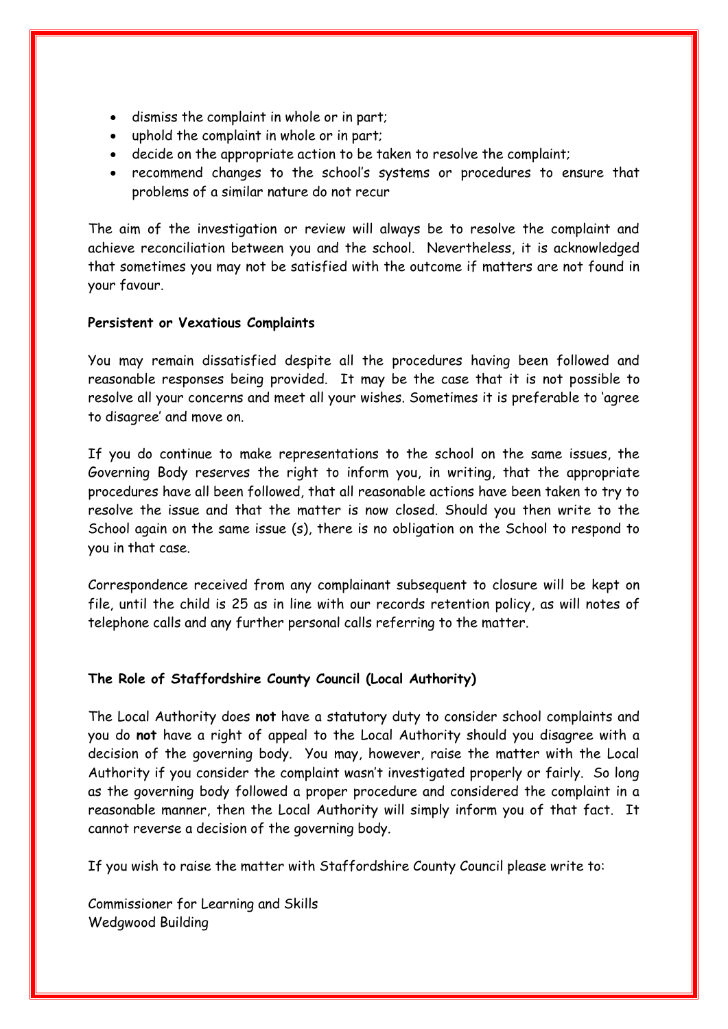- dismiss the complaint in whole or in part;
- uphold the complaint in whole or in part;
- decide on the appropriate action to be taken to resolve the complaint;
- recommend changes to the school's systems or procedures to ensure that problems of a similar nature do not recur

The aim of the investigation or review will always be to resolve the complaint and achieve reconciliation between you and the school. Nevertheless, it is acknowledged that sometimes you may not be satisfied with the outcome if matters are not found in your favour.

**Persistent or Vexatious Complaints**

You may remain dissatisfied despite all the procedures having been followed and reasonable responses being provided. It may be the case that it is not possible to resolve all your concerns and meet all your wishes. Sometimes it is preferable to 'agree to disagree' and move on.

If you do continue to make representations to the school on the same issues, the Governing Body reserves the right to inform you, in writing, that the appropriate procedures have all been followed, that all reasonable actions have been taken to try to resolve the issue and that the matter is now closed. Should you then write to the School again on the same issue (s), there is no obligation on the School to respond to you in that case.

Correspondence received from any complainant subsequent to closure will be kept on file, until the child is 25 as in line with our records retention policy, as will notes of telephone calls and any further personal calls referring to the matter.

**The Role of Staffordshire County Council (Local Authority)**

The Local Authority does **not** have a statutory duty to consider school complaints and you do **not** have a right of appeal to the Local Authority should you disagree with a decision of the governing body. You may, however, raise the matter with the Local Authority if you consider the complaint wasn't investigated properly or fairly. So long as the governing body followed a proper procedure and considered the complaint in a reasonable manner, then the Local Authority will simply inform you of that fact. It cannot reverse a decision of the governing body.

If you wish to raise the matter with Staffordshire County Council please write to:

Commissioner for Learning and Skills
Wedgwood Building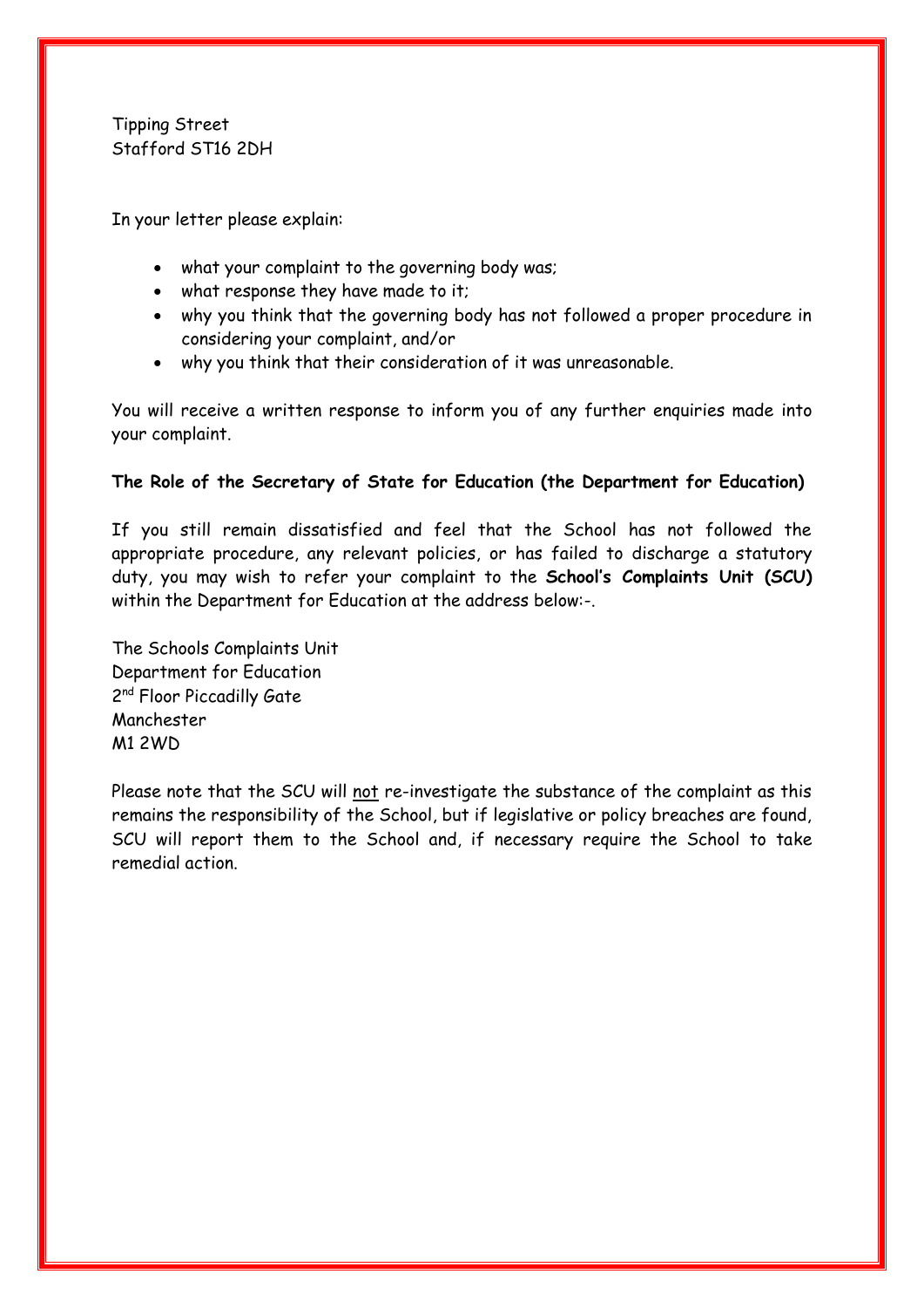Tipping Street
Stafford ST16 2DH

In your letter please explain:

- what your complaint to the governing body was;
- what response they have made to it;
- why you think that the governing body has not followed a proper procedure in considering your complaint, and/or
- why you think that their consideration of it was unreasonable.

You will receive a written response to inform you of any further enquiries made into your complaint.

**The Role of the Secretary of State for Education (the Department for Education)**

If you still remain dissatisfied and feel that the School has not followed the appropriate procedure, any relevant policies, or has failed to discharge a statutory duty, you may wish to refer your complaint to the **School's Complaints Unit (SCU)** within the Department for Education at the address below:-.

The Schools Complaints Unit
Department for Education
2nd Floor Piccadilly Gate
Manchester
M1 2WD

Please note that the SCU will <u>not</u> re-investigate the substance of the complaint as this remains the responsibility of the School, but if legislative or policy breaches are found, SCU will report them to the School and, if necessary require the School to take remedial action.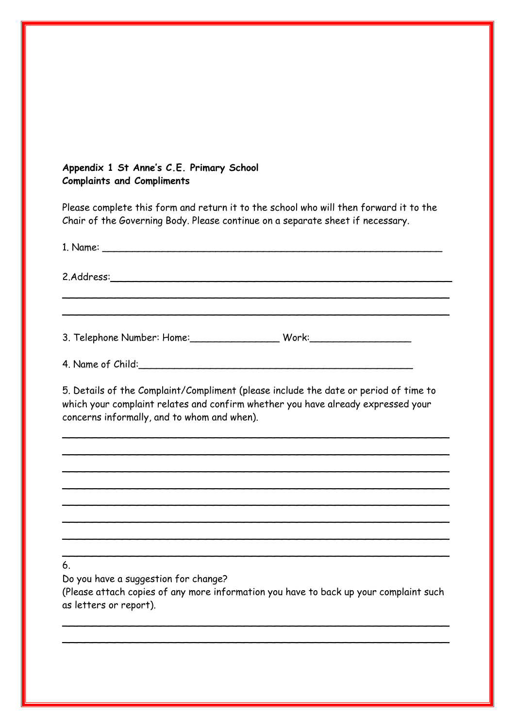**Appendix 1 St Anne's C.E. Primary School**
**Complaints and Compliments**

Please complete this form and return it to the school who will then forward it to the Chair of the Governing Body. Please continue on a separate sheet if necessary.

1. Name: ___________________________________________________________

2.Address:___________________________________________________________

_____________________________________________________________________

_____________________________________________________________________

3. Telephone Number: Home:________________ Work:__________________

4. Name of Child:________________________________________________

5. Details of the Complaint/Compliment (please include the date or period of time to which your complaint relates and confirm whether you have already expressed your concerns informally, and to whom and when).

_____________________________________________________________________

_____________________________________________________________________

_____________________________________________________________________

_____________________________________________________________________

_____________________________________________________________________

_____________________________________________________________________

_____________________________________________________________________

_____________________________________________________________________

6.

Do you have a suggestion for change?

(Please attach copies of any more information you have to back up your complaint such as letters or report).

_____________________________________________________________________

_____________________________________________________________________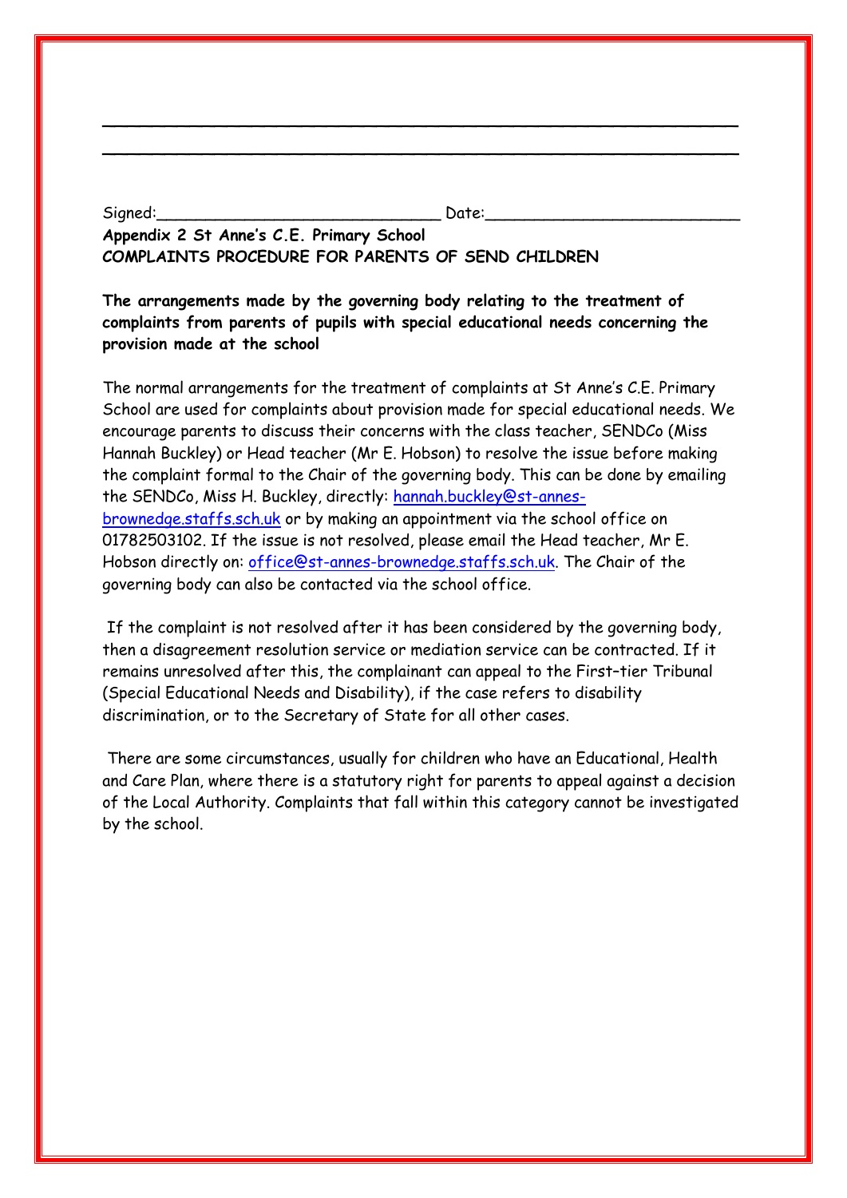\_\_\_\_\_\_\_\_\_\_\_\_\_\_\_\_\_\_\_\_\_\_\_\_\_\_\_\_\_\_\_\_\_\_\_\_\_\_\_\_\_\_\_\_\_\_\_\_\_\_\_\_\_\_\_\_\_\_\_\_\_\_

\_\_\_\_\_\_\_\_\_\_\_\_\_\_\_\_\_\_\_\_\_\_\_\_\_\_\_\_\_\_\_\_\_\_\_\_\_\_\_\_\_\_\_\_\_\_\_\_\_\_\_\_\_\_\_\_\_\_\_\_\_\_

Signed:\_\_\_\_\_\_\_\_\_\_\_\_\_\_\_\_\_\_\_\_\_\_\_\_\_\_\_\_\_\_ Date:\_\_\_\_\_\_\_\_\_\_\_\_\_\_\_\_\_\_\_\_\_\_\_\_\_\_\_\_

**Appendix 2 St Anne's C.E. Primary School**
**COMPLAINTS PROCEDURE FOR PARENTS OF SEND CHILDREN**

**The arrangements made by the governing body relating to the treatment of complaints from parents of pupils with special educational needs concerning the provision made at the school**

The normal arrangements for the treatment of complaints at St Anne's C.E. Primary School are used for complaints about provision made for special educational needs. We encourage parents to discuss their concerns with the class teacher, SENDCo (Miss Hannah Buckley) or Head teacher (Mr E. Hobson) to resolve the issue before making the complaint formal to the Chair of the governing body. This can be done by emailing the SENDCo, Miss H. Buckley, directly: hannah.buckley@st-annes-brownedge.staffs.sch.uk or by making an appointment via the school office on 01782503102. If the issue is not resolved, please email the Head teacher, Mr E. Hobson directly on: office@st-annes-brownedge.staffs.sch.uk. The Chair of the governing body can also be contacted via the school office.

If the complaint is not resolved after it has been considered by the governing body, then a disagreement resolution service or mediation service can be contracted. If it remains unresolved after this, the complainant can appeal to the First–tier Tribunal (Special Educational Needs and Disability), if the case refers to disability discrimination, or to the Secretary of State for all other cases.

There are some circumstances, usually for children who have an Educational, Health and Care Plan, where there is a statutory right for parents to appeal against a decision of the Local Authority. Complaints that fall within this category cannot be investigated by the school.